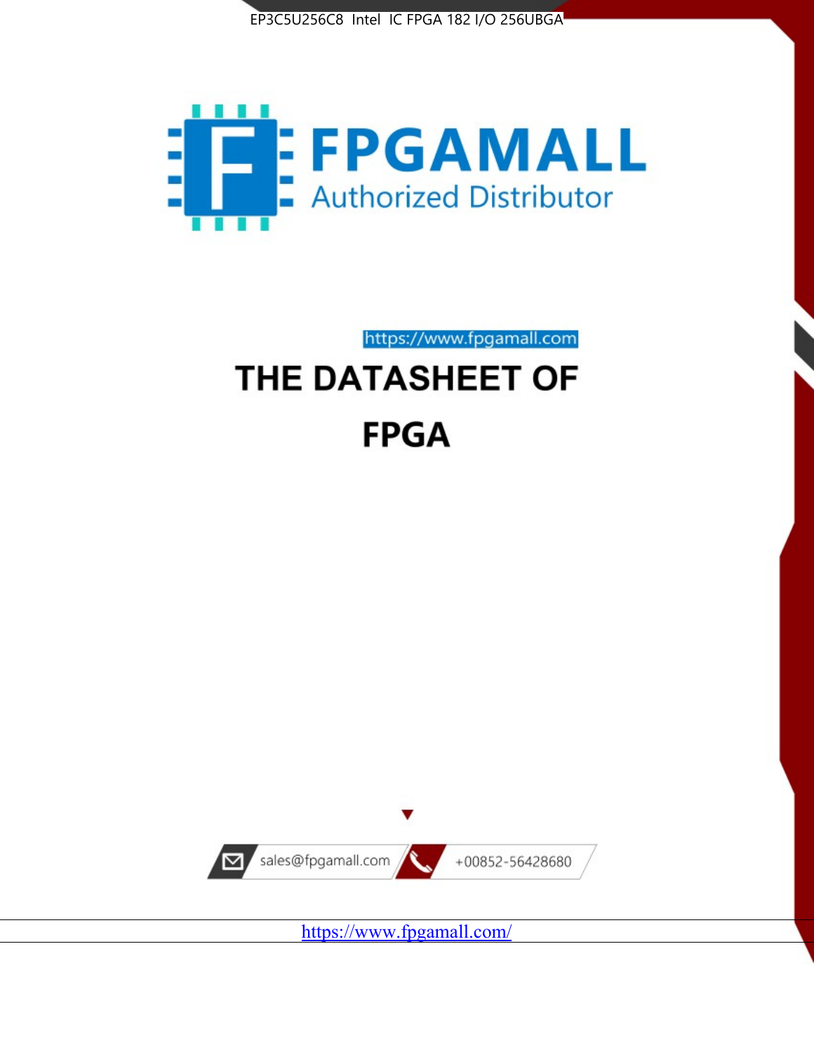EP3C5U256C8 Intel IC FPGA 182 I/O 256UBGA

FPGAMALL

Authorized Distributor

https://www.fpgamall.com

# THE DATASHEET OF

# FPGA

sales@fpgamall.com

+00852-56428680

https://www.fpgamall.com/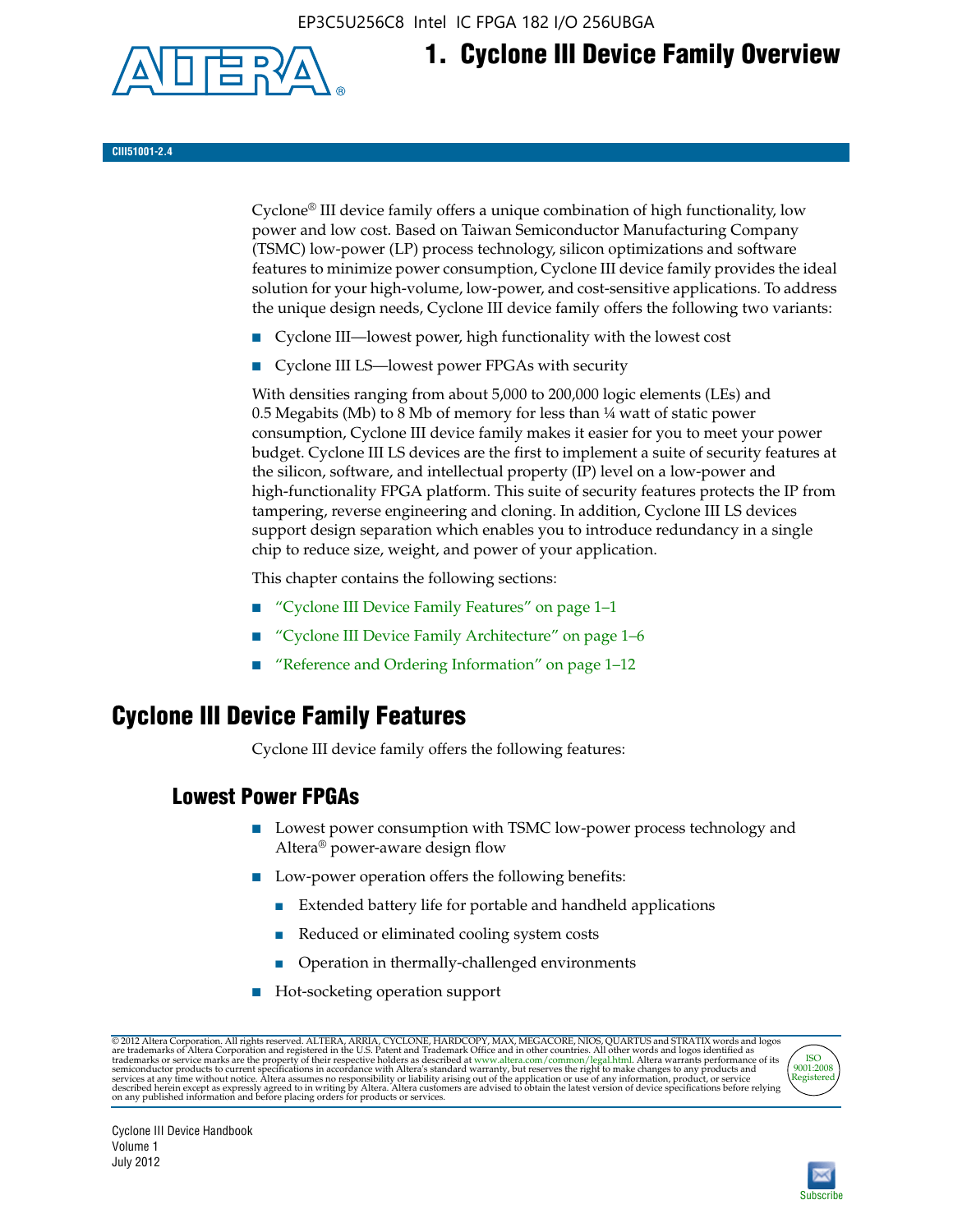# 1. Cyclone III Device Family Overview

CIII51001-2.4

Cyclone® III device family offers a unique combination of high functionality, low power and low cost. Based on Taiwan Semiconductor Manufacturing Company (TSMC) low-power (LP) process technology, silicon optimizations and software features to minimize power consumption, Cyclone III device family provides the ideal solution for your high-volume, low-power, and cost-sensitive applications. To address the unique design needs, Cyclone III device family offers the following two variants:

- Cyclone III—lowest power, high functionality with the lowest cost
- Cyclone III LS—lowest power FPGAs with security

With densities ranging from about 5,000 to 200,000 logic elements (LEs) and 0.5 Megabits (Mb) to 8 Mb of memory for less than ¼ watt of static power consumption, Cyclone III device family makes it easier for you to meet your power budget. Cyclone III LS devices are the first to implement a suite of security features at the silicon, software, and intellectual property (IP) level on a low-power and high-functionality FPGA platform. This suite of security features protects the IP from tampering, reverse engineering and cloning. In addition, Cyclone III LS devices support design separation which enables you to introduce redundancy in a single chip to reduce size, weight, and power of your application.

This chapter contains the following sections:

- "Cyclone III Device Family Features" on page 1–1
- "Cyclone III Device Family Architecture" on page 1–6
- "Reference and Ordering Information" on page 1–12

## Cyclone III Device Family Features

Cyclone III device family offers the following features:

### Lowest Power FPGAs

- Lowest power consumption with TSMC low-power process technology and Altera® power-aware design flow
- Low-power operation offers the following benefits:
  - Extended battery life for portable and handheld applications
  - Reduced or eliminated cooling system costs
  - Operation in thermally-challenged environments
- Hot-socketing operation support

© 2012 Altera Corporation. All rights reserved. ALTERA, ARRIA, CYCLONE, HARDCOPY, MAX, MEGACORE, NIOS, QUARTUS and STRATIX words and logos are trademarks of Altera Corporation and registered in the U.S. Patent and Trademark Office and in other countries. All other words and logos identified as trademarks or service marks are the property of their respective holders as described at www.altera.com/common/legal.html. Altera warrants performance of its semiconductor products to current specifications in accordance with Altera's standard warranty, but reserves the right to make changes to any products and services at any time without notice. Altera assumes no responsibility or liability arising out of the application or use of any information, product, or service described herein except as expressly agreed to in writing by Altera. Altera customers are advised to obtain the latest version of device specifications before relying on any published information and before placing orders for products or services.

ISO 9001:2008 Registered

Cyclone III Device Handbook
Volume 1
July 2012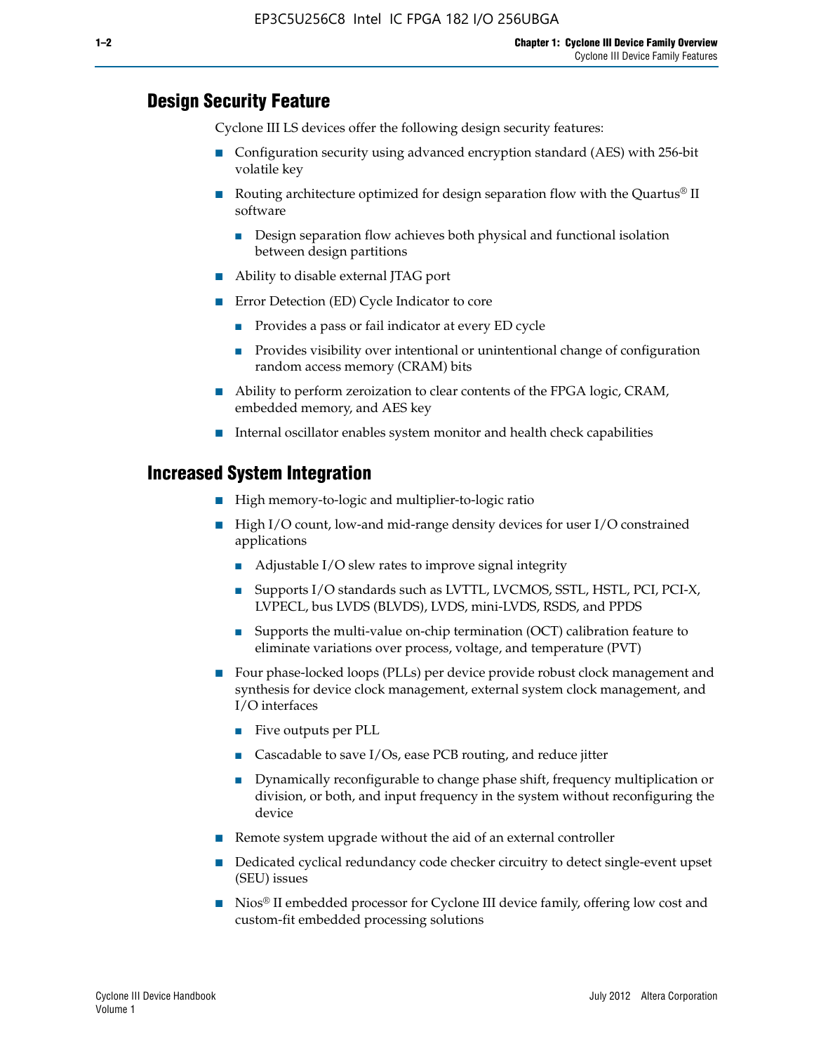## Design Security Feature

Cyclone III LS devices offer the following design security features:

- Configuration security using advanced encryption standard (AES) with 256-bit volatile key
- Routing architecture optimized for design separation flow with the Quartus® II software
  - Design separation flow achieves both physical and functional isolation between design partitions
- Ability to disable external JTAG port
- Error Detection (ED) Cycle Indicator to core
  - Provides a pass or fail indicator at every ED cycle
  - Provides visibility over intentional or unintentional change of configuration random access memory (CRAM) bits
- Ability to perform zeroization to clear contents of the FPGA logic, CRAM, embedded memory, and AES key
- Internal oscillator enables system monitor and health check capabilities

## Increased System Integration

- High memory-to-logic and multiplier-to-logic ratio
- High I/O count, low-and mid-range density devices for user I/O constrained applications
  - Adjustable I/O slew rates to improve signal integrity
  - Supports I/O standards such as LVTTL, LVCMOS, SSTL, HSTL, PCI, PCI-X, LVPECL, bus LVDS (BLVDS), LVDS, mini-LVDS, RSDS, and PPDS
  - Supports the multi-value on-chip termination (OCT) calibration feature to eliminate variations over process, voltage, and temperature (PVT)
- Four phase-locked loops (PLLs) per device provide robust clock management and synthesis for device clock management, external system clock management, and I/O interfaces
  - Five outputs per PLL
  - Cascadable to save I/Os, ease PCB routing, and reduce jitter
  - Dynamically reconfigurable to change phase shift, frequency multiplication or division, or both, and input frequency in the system without reconfiguring the device
- Remote system upgrade without the aid of an external controller
- Dedicated cyclical redundancy code checker circuitry to detect single-event upset (SEU) issues
- Nios® II embedded processor for Cyclone III device family, offering low cost and custom-fit embedded processing solutions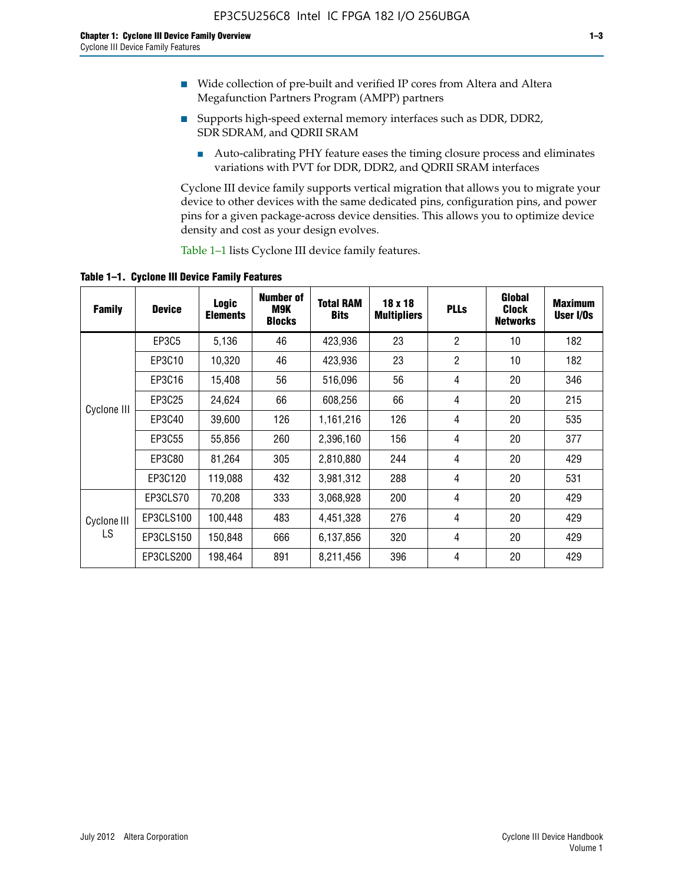- Wide collection of pre-built and verified IP cores from Altera and Altera Megafunction Partners Program (AMPP) partners
- Supports high-speed external memory interfaces such as DDR, DDR2, SDR SDRAM, and QDRII SRAM
  - Auto-calibrating PHY feature eases the timing closure process and eliminates variations with PVT for DDR, DDR2, and QDRII SRAM interfaces

Cyclone III device family supports vertical migration that allows you to migrate your device to other devices with the same dedicated pins, configuration pins, and power pins for a given package-across device densities. This allows you to optimize device density and cost as your design evolves.

Table 1–1 lists Cyclone III device family features.

**Table 1–1. Cyclone III Device Family Features**

| Family | Device | Logic Elements | Number of M9K Blocks | Total RAM Bits | 18 x 18 Multipliers | PLLs | Global Clock Networks | Maximum User I/Os |
|---|---|---|---|---|---|---|---|---|
| Cyclone III | EP3C5 | 5,136 | 46 | 423,936 | 23 | 2 | 10 | 182 |
| | EP3C10 | 10,320 | 46 | 423,936 | 23 | 2 | 10 | 182 |
| | EP3C16 | 15,408 | 56 | 516,096 | 56 | 4 | 20 | 346 |
| | EP3C25 | 24,624 | 66 | 608,256 | 66 | 4 | 20 | 215 |
| | EP3C40 | 39,600 | 126 | 1,161,216 | 126 | 4 | 20 | 535 |
| | EP3C55 | 55,856 | 260 | 2,396,160 | 156 | 4 | 20 | 377 |
| | EP3C80 | 81,264 | 305 | 2,810,880 | 244 | 4 | 20 | 429 |
| | EP3C120 | 119,088 | 432 | 3,981,312 | 288 | 4 | 20 | 531 |
| Cyclone III LS | EP3CLS70 | 70,208 | 333 | 3,068,928 | 200 | 4 | 20 | 429 |
| | EP3CLS100 | 100,448 | 483 | 4,451,328 | 276 | 4 | 20 | 429 |
| | EP3CLS150 | 150,848 | 666 | 6,137,856 | 320 | 4 | 20 | 429 |
| | EP3CLS200 | 198,464 | 891 | 8,211,456 | 396 | 4 | 20 | 429 |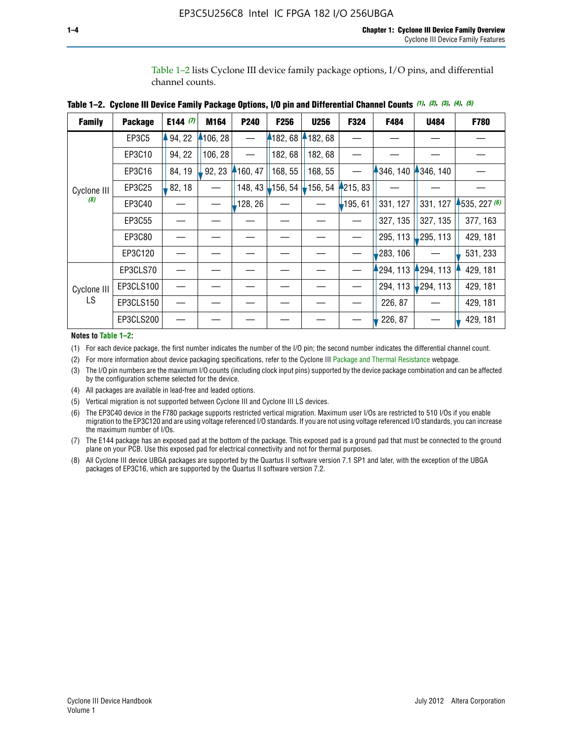Table 1–2 lists Cyclone III device family package options, I/O pins, and differential channel counts.

**Table 1–2. Cyclone III Device Family Package Options, I/O pin and Differential Channel Counts (1), (2), (3), (4), (5)**

| Family | Package | E144 (7) | M164 | P240 | F256 | U256 | F324 | F484 | U484 | F780 |
|---|---|---|---|---|---|---|---|---|---|---|
| Cyclone III (8) | EP3C5 | 94, 22 | 106, 28 | — | 182, 68 | 182, 68 | — | — | — | — |
| | EP3C10 | 94, 22 | 106, 28 | — | 182, 68 | 182, 68 | — | — | — | — |
| | EP3C16 | 84, 19 | 92, 23 | 160, 47 | 168, 55 | 168, 55 | — | 346, 140 | 346, 140 | — |
| | EP3C25 | 82, 18 | — | 148, 43 | 156, 54 | 156, 54 | 215, 83 | — | — | — |
| | EP3C40 | — | — | 128, 26 | — | — | 195, 61 | 331, 127 | 331, 127 | 535, 227 (6) |
| | EP3C55 | — | — | — | — | — | — | 327, 135 | 327, 135 | 377, 163 |
| | EP3C80 | — | — | — | — | — | — | 295, 113 | 295, 113 | 429, 181 |
| | EP3C120 | — | — | — | — | — | — | 283, 106 | — | 531, 233 |
| Cyclone III LS | EP3CLS70 | — | — | — | — | — | — | 294, 113 | 294, 113 | 429, 181 |
| | EP3CLS100 | — | — | — | — | — | — | 294, 113 | 294, 113 | 429, 181 |
| | EP3CLS150 | — | — | — | — | — | — | 226, 87 | — | 429, 181 |
| | EP3CLS200 | — | — | — | — | — | — | 226, 87 | — | 429, 181 |

**Notes to Table 1–2:**

(1) For each device package, the first number indicates the number of the I/O pin; the second number indicates the differential channel count.

(2) For more information about device packaging specifications, refer to the Cyclone III Package and Thermal Resistance webpage.

(3) The I/O pin numbers are the maximum I/O counts (including clock input pins) supported by the device package combination and can be affected by the configuration scheme selected for the device.

(4) All packages are available in lead-free and leaded options.

(5) Vertical migration is not supported between Cyclone III and Cyclone III LS devices.

(6) The EP3C40 device in the F780 package supports restricted vertical migration. Maximum user I/Os are restricted to 510 I/Os if you enable migration to the EP3C120 and are using voltage referenced I/O standards. If you are not using voltage referenced I/O standards, you can increase the maximum number of I/Os.

(7) The E144 package has an exposed pad at the bottom of the package. This exposed pad is a ground pad that must be connected to the ground plane on your PCB. Use this exposed pad for electrical connectivity and not for thermal purposes.

(8) All Cyclone III device UBGA packages are supported by the Quartus II software version 7.1 SP1 and later, with the exception of the UBGA packages of EP3C16, which are supported by the Quartus II software version 7.2.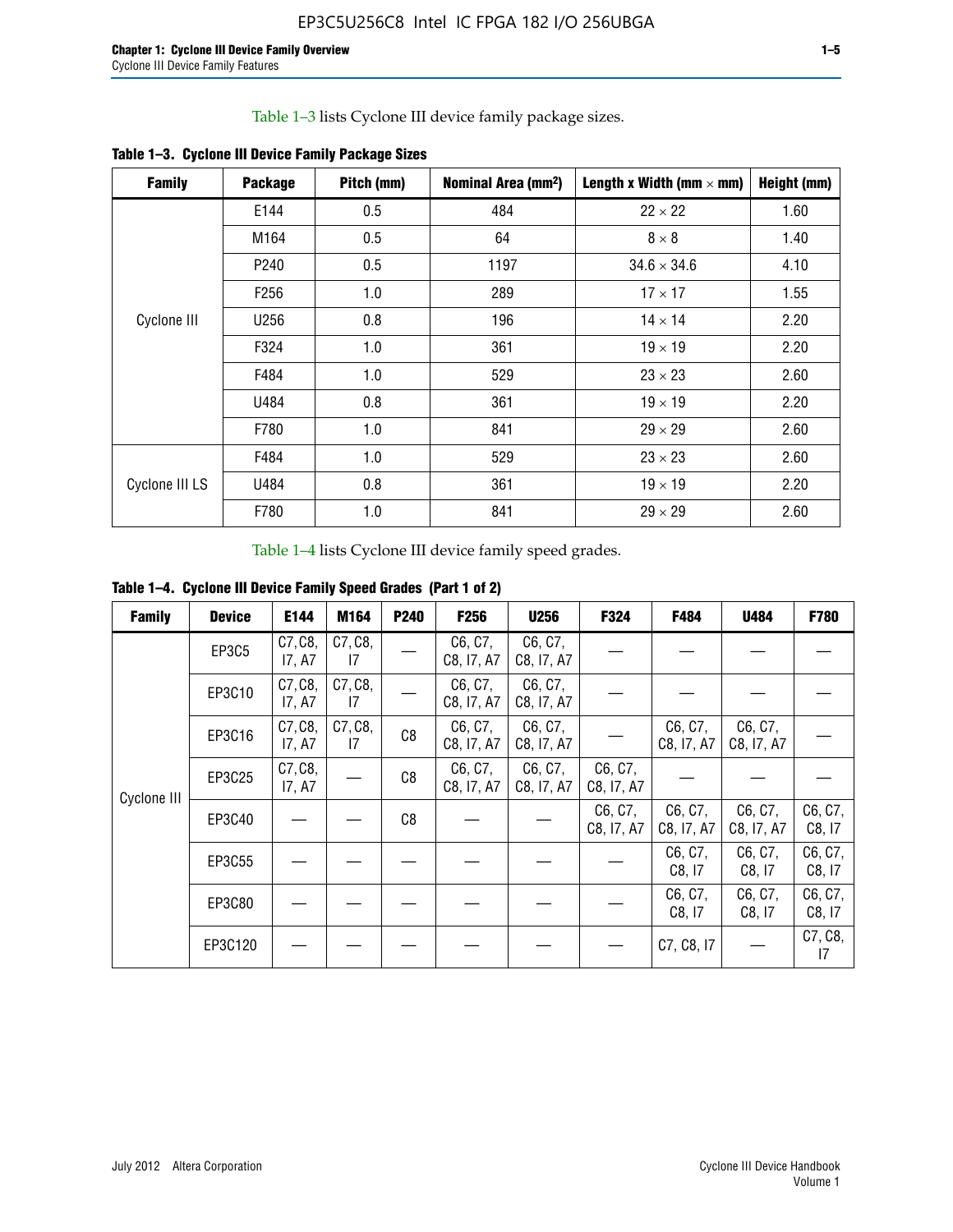Table 1–3 lists Cyclone III device family package sizes.

**Table 1–3. Cyclone III Device Family Package Sizes**

| Family | Package | Pitch (mm) | Nominal Area (mm$^2$) | Length x Width (mm × mm) | Height (mm) |
|---|---|---|---|---|---|
| Cyclone III | E144 | 0.5 | 484 | 22 × 22 | 1.60 |
| | M164 | 0.5 | 64 | 8 × 8 | 1.40 |
| | P240 | 0.5 | 1197 | 34.6 × 34.6 | 4.10 |
| | F256 | 1.0 | 289 | 17 × 17 | 1.55 |
| | U256 | 0.8 | 196 | 14 × 14 | 2.20 |
| | F324 | 1.0 | 361 | 19 × 19 | 2.20 |
| | F484 | 1.0 | 529 | 23 × 23 | 2.60 |
| | U484 | 0.8 | 361 | 19 × 19 | 2.20 |
| | F780 | 1.0 | 841 | 29 × 29 | 2.60 |
| Cyclone III LS | F484 | 1.0 | 529 | 23 × 23 | 2.60 |
| | U484 | 0.8 | 361 | 19 × 19 | 2.20 |
| | F780 | 1.0 | 841 | 29 × 29 | 2.60 |

Table 1–4 lists Cyclone III device family speed grades.

**Table 1–4. Cyclone III Device Family Speed Grades (Part 1 of 2)**

| Family | Device | E144 | M164 | P240 | F256 | U256 | F324 | F484 | U484 | F780 |
|---|---|---|---|---|---|---|---|---|---|---|
| Cyclone III | EP3C5 | C7, C8, I7, A7 | C7, C8, I7 | — | C6, C7, C8, I7, A7 | C6, C7, C8, I7, A7 | — | — | — | — |
| | EP3C10 | C7, C8, I7, A7 | C7, C8, I7 | — | C6, C7, C8, I7, A7 | C6, C7, C8, I7, A7 | — | — | — | — |
| | EP3C16 | C7, C8, I7, A7 | C7, C8, I7 | C8 | C6, C7, C8, I7, A7 | C6, C7, C8, I7, A7 | — | C6, C7, C8, I7, A7 | C6, C7, C8, I7, A7 | — |
| | EP3C25 | C7, C8, I7, A7 | — | C8 | C6, C7, C8, I7, A7 | C6, C7, C8, I7, A7 | C6, C7, C8, I7, A7 | — | — | — |
| | EP3C40 | — | — | C8 | — | — | C6, C7, C8, I7, A7 | C6, C7, C8, I7, A7 | C6, C7, C8, I7, A7 | C6, C7, C8, I7 |
| | EP3C55 | — | — | — | — | — | — | C6, C7, C8, I7 | C6, C7, C8, I7 | C6, C7, C8, I7 |
| | EP3C80 | — | — | — | — | — | — | C6, C7, C8, I7 | C6, C7, C8, I7 | C6, C7, C8, I7 |
| | EP3C120 | — | — | — | — | — | — | C7, C8, I7 | — | C7, C8, I7 |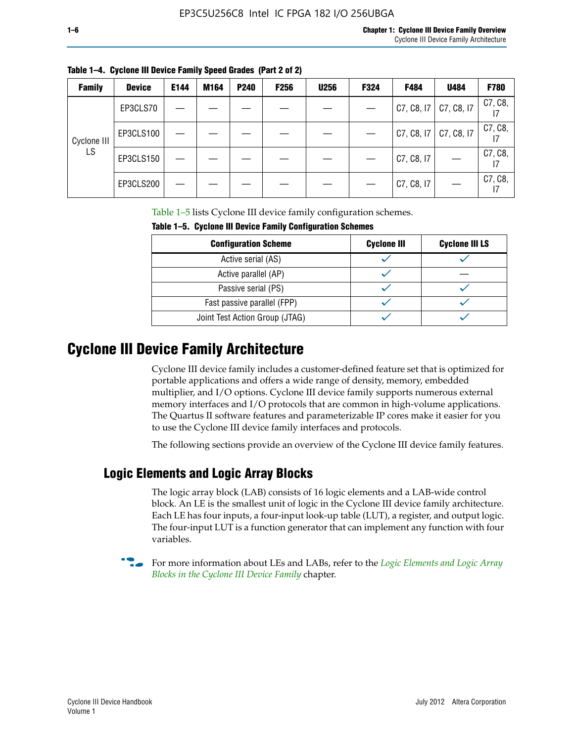**Table 1–4. Cyclone III Device Family Speed Grades (Part 2 of 2)**

| Family | Device | E144 | M164 | P240 | F256 | U256 | F324 | F484 | U484 | F780 |
|---|---|---|---|---|---|---|---|---|---|---|
| Cyclone III LS | EP3CLS70 | — | — | — | — | — | — | C7, C8, I7 | C7, C8, I7 | C7, C8, I7 |
| | EP3CLS100 | — | — | — | — | — | — | C7, C8, I7 | C7, C8, I7 | C7, C8, I7 |
| | EP3CLS150 | — | — | — | — | — | — | C7, C8, I7 | — | C7, C8, I7 |
| | EP3CLS200 | — | — | — | — | — | — | C7, C8, I7 | — | C7, C8, I7 |

Table 1–5 lists Cyclone III device family configuration schemes.

**Table 1–5. Cyclone III Device Family Configuration Schemes**

| Configuration Scheme | Cyclone III | Cyclone III LS |
|---|---|---|
| Active serial (AS) | ✓ | ✓ |
| Active parallel (AP) | ✓ | — |
| Passive serial (PS) | ✓ | ✓ |
| Fast passive parallel (FPP) | ✓ | ✓ |
| Joint Test Action Group (JTAG) | ✓ | ✓ |

# Cyclone III Device Family Architecture

Cyclone III device family includes a customer-defined feature set that is optimized for portable applications and offers a wide range of density, memory, embedded multiplier, and I/O options. Cyclone III device family supports numerous external memory interfaces and I/O protocols that are common in high-volume applications. The Quartus II software features and parameterizable IP cores make it easier for you to use the Cyclone III device family interfaces and protocols.

The following sections provide an overview of the Cyclone III device family features.

## Logic Elements and Logic Array Blocks

The logic array block (LAB) consists of 16 logic elements and a LAB-wide control block. An LE is the smallest unit of logic in the Cyclone III device family architecture. Each LE has four inputs, a four-input look-up table (LUT), a register, and output logic. The four-input LUT is a function generator that can implement any function with four variables.

For more information about LEs and LABs, refer to the *Logic Elements and Logic Array Blocks in the Cyclone III Device Family* chapter.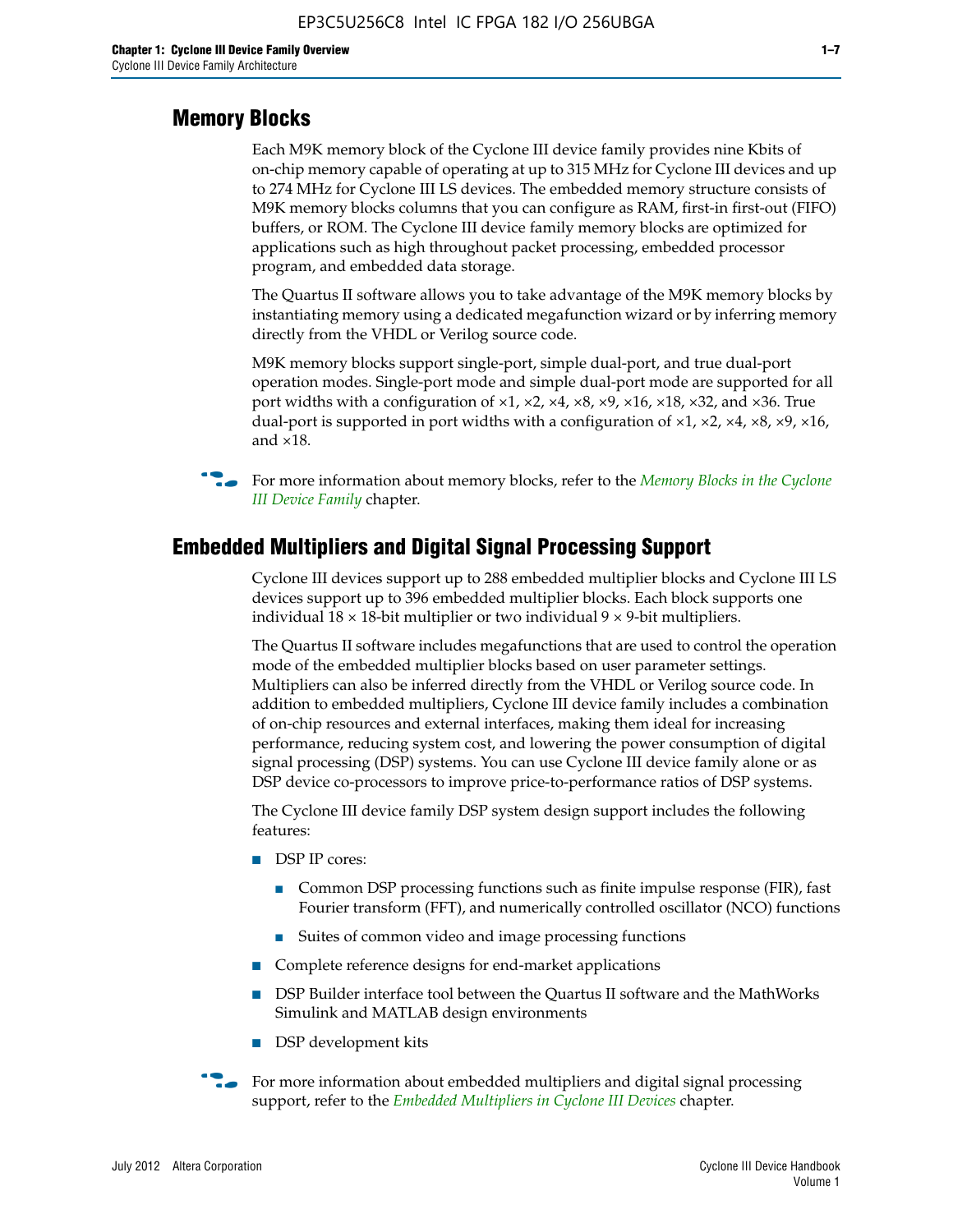## Memory Blocks

Each M9K memory block of the Cyclone III device family provides nine Kbits of on-chip memory capable of operating at up to 315 MHz for Cyclone III devices and up to 274 MHz for Cyclone III LS devices. The embedded memory structure consists of M9K memory blocks columns that you can configure as RAM, first-in first-out (FIFO) buffers, or ROM. The Cyclone III device family memory blocks are optimized for applications such as high throughout packet processing, embedded processor program, and embedded data storage.

The Quartus II software allows you to take advantage of the M9K memory blocks by instantiating memory using a dedicated megafunction wizard or by inferring memory directly from the VHDL or Verilog source code.

M9K memory blocks support single-port, simple dual-port, and true dual-port operation modes. Single-port mode and simple dual-port mode are supported for all port widths with a configuration of ×1, ×2, ×4, ×8, ×9, ×16, ×18, ×32, and ×36. True dual-port is supported in port widths with a configuration of ×1, ×2, ×4, ×8, ×9, ×16, and ×18.

For more information about memory blocks, refer to the *Memory Blocks in the Cyclone III Device Family* chapter.

## Embedded Multipliers and Digital Signal Processing Support

Cyclone III devices support up to 288 embedded multiplier blocks and Cyclone III LS devices support up to 396 embedded multiplier blocks. Each block supports one individual 18 × 18-bit multiplier or two individual 9 × 9-bit multipliers.

The Quartus II software includes megafunctions that are used to control the operation mode of the embedded multiplier blocks based on user parameter settings. Multipliers can also be inferred directly from the VHDL or Verilog source code. In addition to embedded multipliers, Cyclone III device family includes a combination of on-chip resources and external interfaces, making them ideal for increasing performance, reducing system cost, and lowering the power consumption of digital signal processing (DSP) systems. You can use Cyclone III device family alone or as DSP device co-processors to improve price-to-performance ratios of DSP systems.

The Cyclone III device family DSP system design support includes the following features:

- DSP IP cores:
  - Common DSP processing functions such as finite impulse response (FIR), fast Fourier transform (FFT), and numerically controlled oscillator (NCO) functions
  - Suites of common video and image processing functions
- Complete reference designs for end-market applications
- DSP Builder interface tool between the Quartus II software and the MathWorks Simulink and MATLAB design environments
- DSP development kits

For more information about embedded multipliers and digital signal processing support, refer to the *Embedded Multipliers in Cyclone III Devices* chapter.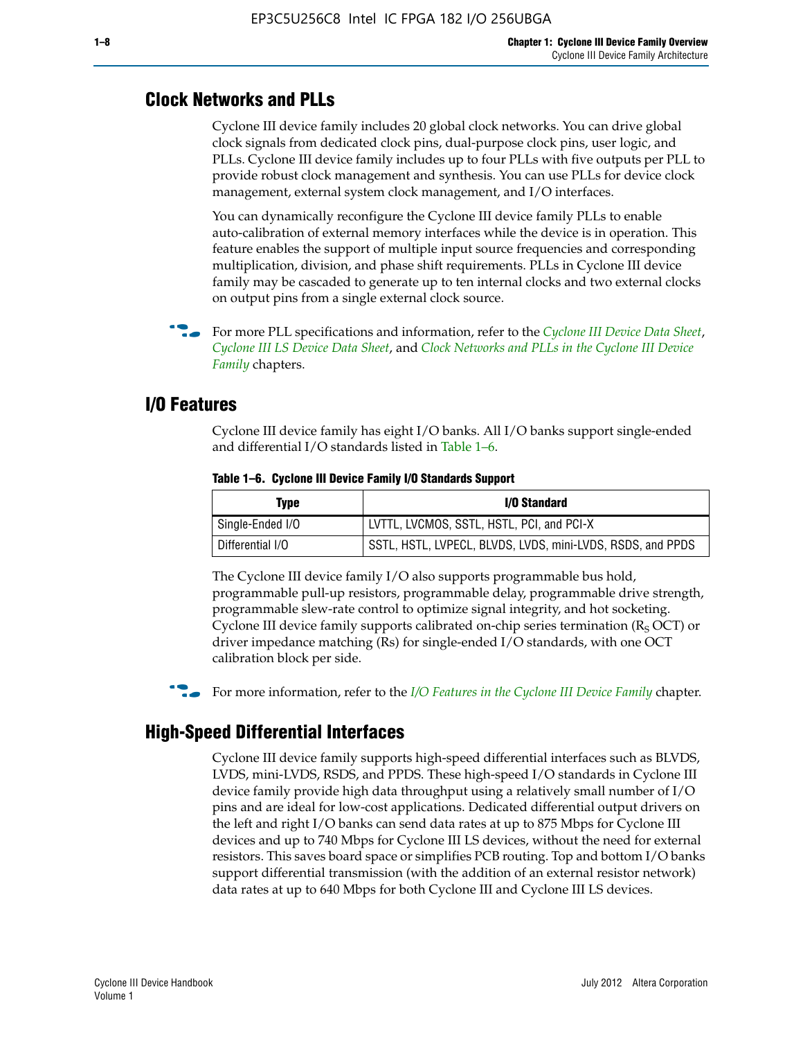## Clock Networks and PLLs

Cyclone III device family includes 20 global clock networks. You can drive global clock signals from dedicated clock pins, dual-purpose clock pins, user logic, and PLLs. Cyclone III device family includes up to four PLLs with five outputs per PLL to provide robust clock management and synthesis. You can use PLLs for device clock management, external system clock management, and I/O interfaces.

You can dynamically reconfigure the Cyclone III device family PLLs to enable auto-calibration of external memory interfaces while the device is in operation. This feature enables the support of multiple input source frequencies and corresponding multiplication, division, and phase shift requirements. PLLs in Cyclone III device family may be cascaded to generate up to ten internal clocks and two external clocks on output pins from a single external clock source.

For more PLL specifications and information, refer to the *Cyclone III Device Data Sheet*, *Cyclone III LS Device Data Sheet*, and *Clock Networks and PLLs in the Cyclone III Device Family* chapters.

## I/O Features

Cyclone III device family has eight I/O banks. All I/O banks support single-ended and differential I/O standards listed in Table 1–6.

**Table 1–6. Cyclone III Device Family I/O Standards Support**

| Type | I/O Standard |
|---|---|
| Single-Ended I/O | LVTTL, LVCMOS, SSTL, HSTL, PCI, and PCI-X |
| Differential I/O | SSTL, HSTL, LVPECL, BLVDS, LVDS, mini-LVDS, RSDS, and PPDS |

The Cyclone III device family I/O also supports programmable bus hold, programmable pull-up resistors, programmable delay, programmable drive strength, programmable slew-rate control to optimize signal integrity, and hot socketing. Cyclone III device family supports calibrated on-chip series termination ($R_S$ OCT) or driver impedance matching (Rs) for single-ended I/O standards, with one OCT calibration block per side.

For more information, refer to the *I/O Features in the Cyclone III Device Family* chapter.

## High-Speed Differential Interfaces

Cyclone III device family supports high-speed differential interfaces such as BLVDS, LVDS, mini-LVDS, RSDS, and PPDS. These high-speed I/O standards in Cyclone III device family provide high data throughput using a relatively small number of I/O pins and are ideal for low-cost applications. Dedicated differential output drivers on the left and right I/O banks can send data rates at up to 875 Mbps for Cyclone III devices and up to 740 Mbps for Cyclone III LS devices, without the need for external resistors. This saves board space or simplifies PCB routing. Top and bottom I/O banks support differential transmission (with the addition of an external resistor network) data rates at up to 640 Mbps for both Cyclone III and Cyclone III LS devices.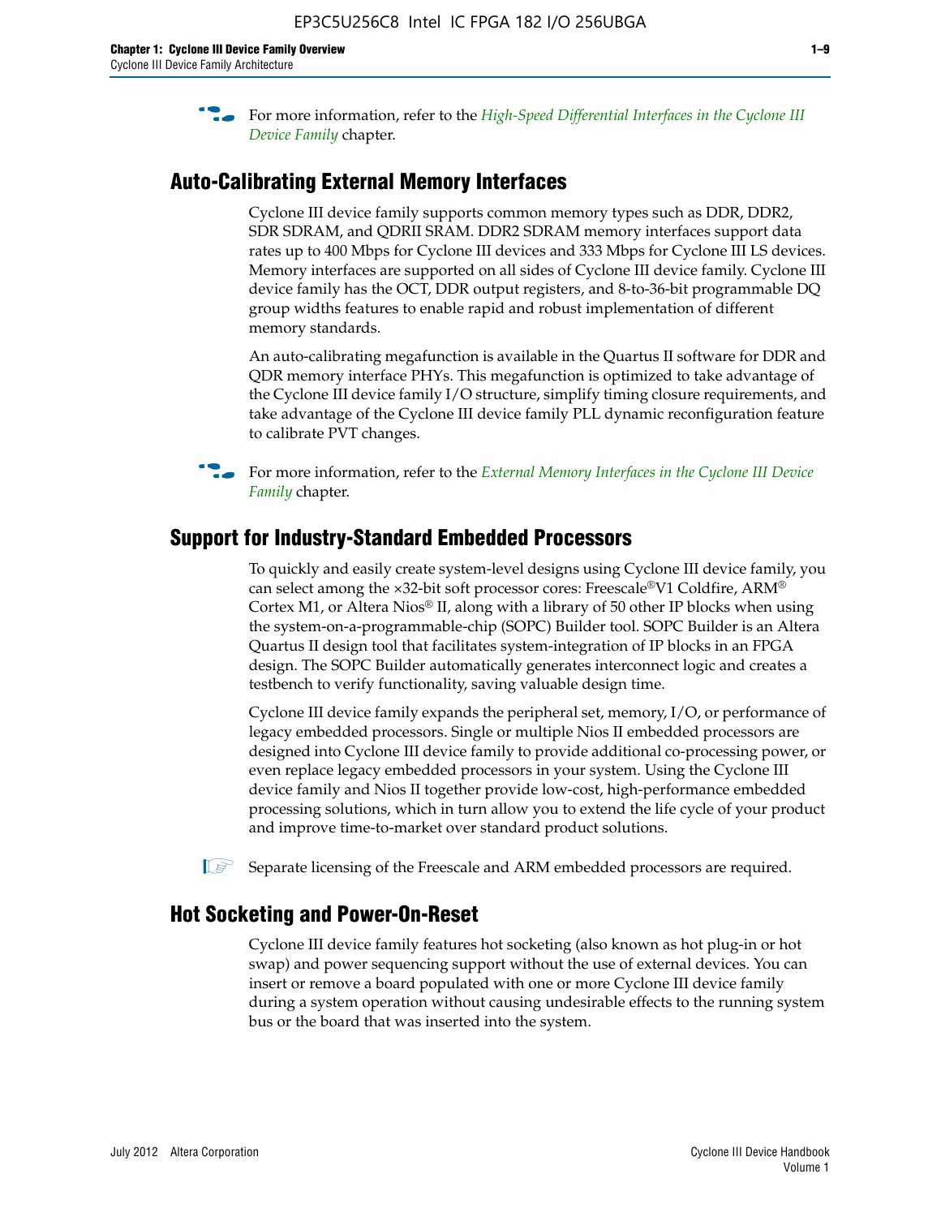For more information, refer to the *High-Speed Differential Interfaces in the Cyclone III Device Family* chapter.

## Auto-Calibrating External Memory Interfaces

Cyclone III device family supports common memory types such as DDR, DDR2, SDR SDRAM, and QDRII SRAM. DDR2 SDRAM memory interfaces support data rates up to 400 Mbps for Cyclone III devices and 333 Mbps for Cyclone III LS devices. Memory interfaces are supported on all sides of Cyclone III device family. Cyclone III device family has the OCT, DDR output registers, and 8-to-36-bit programmable DQ group widths features to enable rapid and robust implementation of different memory standards.

An auto-calibrating megafunction is available in the Quartus II software for DDR and QDR memory interface PHYs. This megafunction is optimized to take advantage of the Cyclone III device family I/O structure, simplify timing closure requirements, and take advantage of the Cyclone III device family PLL dynamic reconfiguration feature to calibrate PVT changes.

For more information, refer to the *External Memory Interfaces in the Cyclone III Device Family* chapter.

## Support for Industry-Standard Embedded Processors

To quickly and easily create system-level designs using Cyclone III device family, you can select among the ×32-bit soft processor cores: Freescale®V1 Coldfire, ARM® Cortex M1, or Altera Nios® II, along with a library of 50 other IP blocks when using the system-on-a-programmable-chip (SOPC) Builder tool. SOPC Builder is an Altera Quartus II design tool that facilitates system-integration of IP blocks in an FPGA design. The SOPC Builder automatically generates interconnect logic and creates a testbench to verify functionality, saving valuable design time.

Cyclone III device family expands the peripheral set, memory, I/O, or performance of legacy embedded processors. Single or multiple Nios II embedded processors are designed into Cyclone III device family to provide additional co-processing power, or even replace legacy embedded processors in your system. Using the Cyclone III device family and Nios II together provide low-cost, high-performance embedded processing solutions, which in turn allow you to extend the life cycle of your product and improve time-to-market over standard product solutions.

Separate licensing of the Freescale and ARM embedded processors are required.

## Hot Socketing and Power-On-Reset

Cyclone III device family features hot socketing (also known as hot plug-in or hot swap) and power sequencing support without the use of external devices. You can insert or remove a board populated with one or more Cyclone III device family during a system operation without causing undesirable effects to the running system bus or the board that was inserted into the system.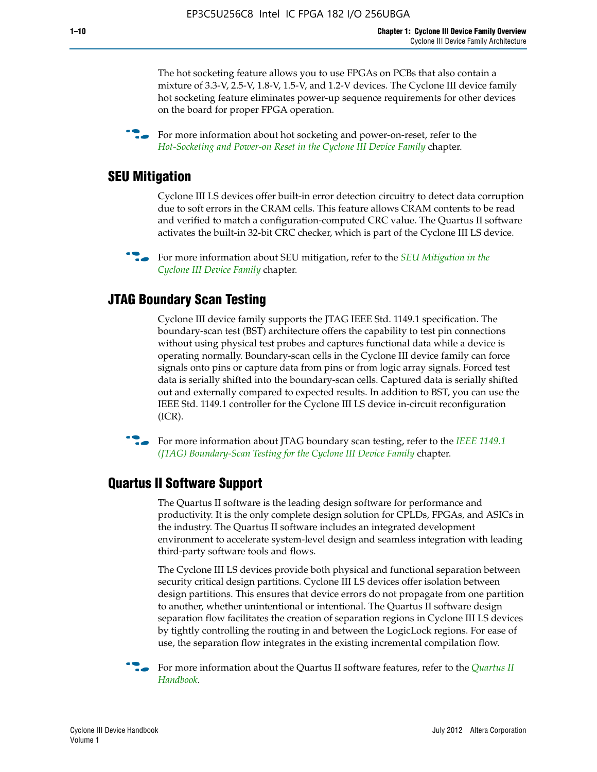The hot socketing feature allows you to use FPGAs on PCBs that also contain a mixture of 3.3-V, 2.5-V, 1.8-V, 1.5-V, and 1.2-V devices. The Cyclone III device family hot socketing feature eliminates power-up sequence requirements for other devices on the board for proper FPGA operation.

For more information about hot socketing and power-on-reset, refer to the *Hot-Socketing and Power-on Reset in the Cyclone III Device Family* chapter.

## SEU Mitigation

Cyclone III LS devices offer built-in error detection circuitry to detect data corruption due to soft errors in the CRAM cells. This feature allows CRAM contents to be read and verified to match a configuration-computed CRC value. The Quartus II software activates the built-in 32-bit CRC checker, which is part of the Cyclone III LS device.

For more information about SEU mitigation, refer to the *SEU Mitigation in the Cyclone III Device Family* chapter.

## JTAG Boundary Scan Testing

Cyclone III device family supports the JTAG IEEE Std. 1149.1 specification. The boundary-scan test (BST) architecture offers the capability to test pin connections without using physical test probes and captures functional data while a device is operating normally. Boundary-scan cells in the Cyclone III device family can force signals onto pins or capture data from pins or from logic array signals. Forced test data is serially shifted into the boundary-scan cells. Captured data is serially shifted out and externally compared to expected results. In addition to BST, you can use the IEEE Std. 1149.1 controller for the Cyclone III LS device in-circuit reconfiguration (ICR).

For more information about JTAG boundary scan testing, refer to the *IEEE 1149.1 (JTAG) Boundary-Scan Testing for the Cyclone III Device Family* chapter.

## Quartus II Software Support

The Quartus II software is the leading design software for performance and productivity. It is the only complete design solution for CPLDs, FPGAs, and ASICs in the industry. The Quartus II software includes an integrated development environment to accelerate system-level design and seamless integration with leading third-party software tools and flows.

The Cyclone III LS devices provide both physical and functional separation between security critical design partitions. Cyclone III LS devices offer isolation between design partitions. This ensures that device errors do not propagate from one partition to another, whether unintentional or intentional. The Quartus II software design separation flow facilitates the creation of separation regions in Cyclone III LS devices by tightly controlling the routing in and between the LogicLock regions. For ease of use, the separation flow integrates in the existing incremental compilation flow.

For more information about the Quartus II software features, refer to the *Quartus II Handbook*.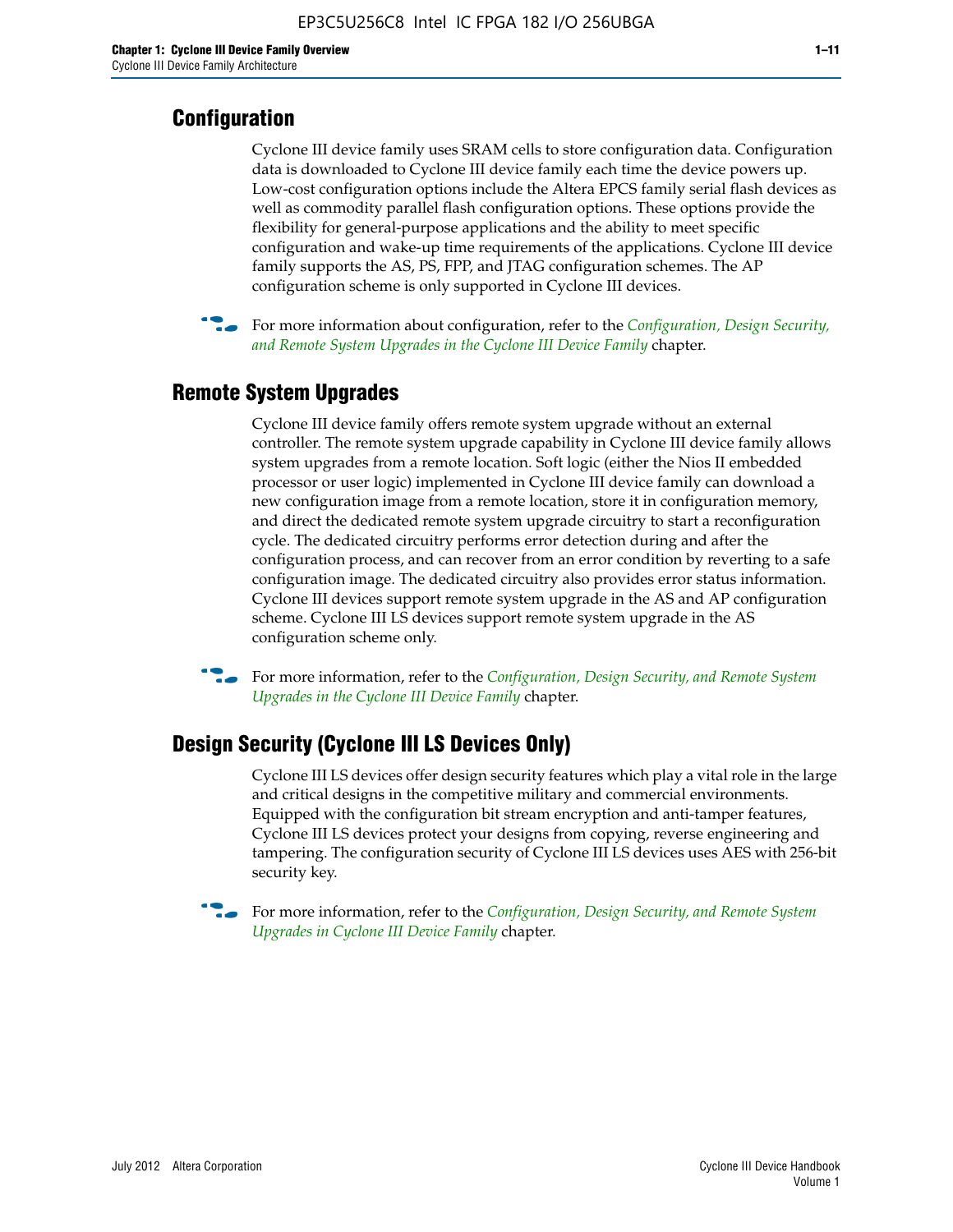## Configuration

Cyclone III device family uses SRAM cells to store configuration data. Configuration data is downloaded to Cyclone III device family each time the device powers up. Low-cost configuration options include the Altera EPCS family serial flash devices as well as commodity parallel flash configuration options. These options provide the flexibility for general-purpose applications and the ability to meet specific configuration and wake-up time requirements of the applications. Cyclone III device family supports the AS, PS, FPP, and JTAG configuration schemes. The AP configuration scheme is only supported in Cyclone III devices.

For more information about configuration, refer to the *Configuration, Design Security, and Remote System Upgrades in the Cyclone III Device Family* chapter.

## Remote System Upgrades

Cyclone III device family offers remote system upgrade without an external controller. The remote system upgrade capability in Cyclone III device family allows system upgrades from a remote location. Soft logic (either the Nios II embedded processor or user logic) implemented in Cyclone III device family can download a new configuration image from a remote location, store it in configuration memory, and direct the dedicated remote system upgrade circuitry to start a reconfiguration cycle. The dedicated circuitry performs error detection during and after the configuration process, and can recover from an error condition by reverting to a safe configuration image. The dedicated circuitry also provides error status information. Cyclone III devices support remote system upgrade in the AS and AP configuration scheme. Cyclone III LS devices support remote system upgrade in the AS configuration scheme only.

For more information, refer to the *Configuration, Design Security, and Remote System Upgrades in the Cyclone III Device Family* chapter.

## Design Security (Cyclone III LS Devices Only)

Cyclone III LS devices offer design security features which play a vital role in the large and critical designs in the competitive military and commercial environments. Equipped with the configuration bit stream encryption and anti-tamper features, Cyclone III LS devices protect your designs from copying, reverse engineering and tampering. The configuration security of Cyclone III LS devices uses AES with 256-bit security key.

For more information, refer to the *Configuration, Design Security, and Remote System Upgrades in Cyclone III Device Family* chapter.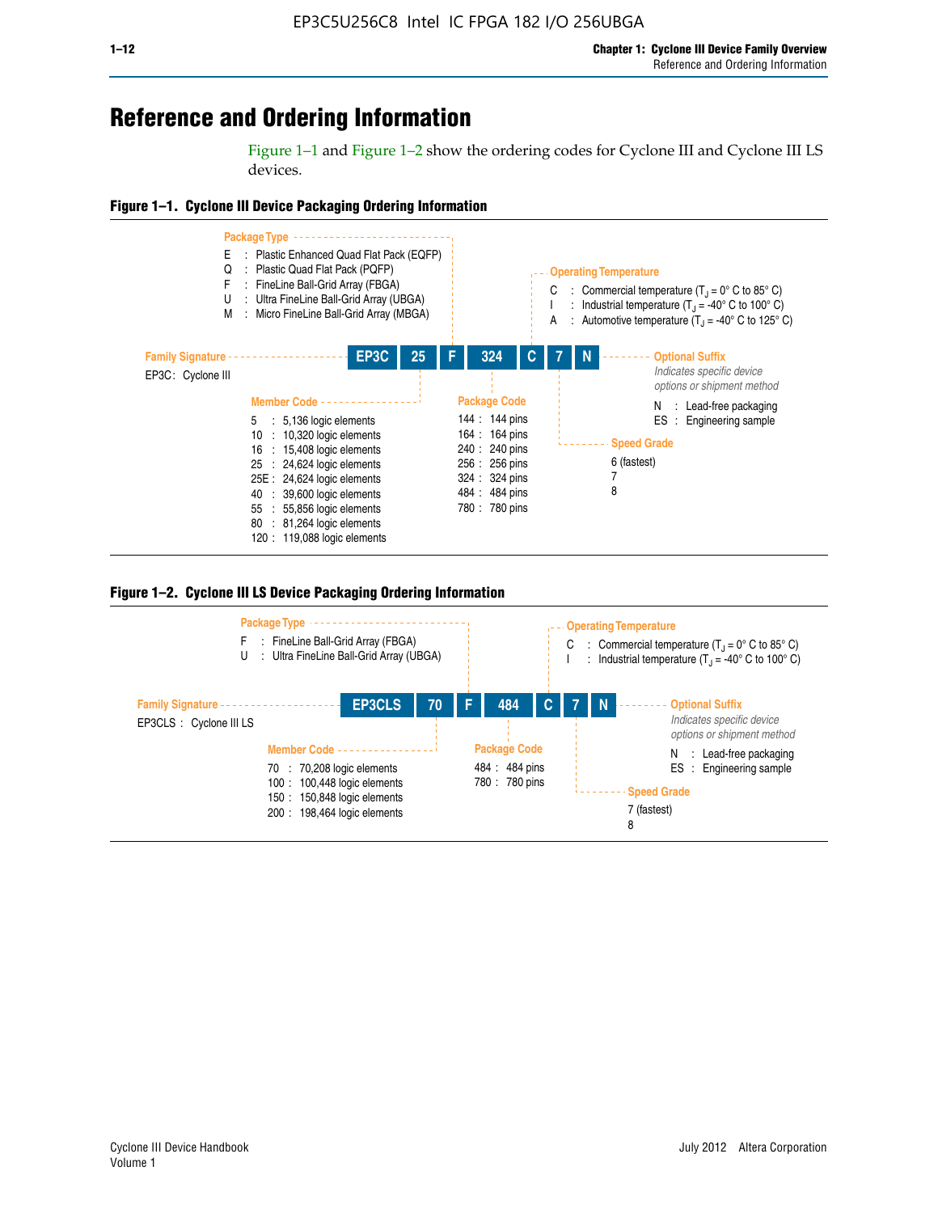# Reference and Ordering Information

Figure 1–1 and Figure 1–2 show the ordering codes for Cyclone III and Cyclone III LS devices.

**Figure 1–1. Cyclone III Device Packaging Ordering Information**

EP3C 25 F 324 C 7 N

Family Signature
EP3C : Cyclone III

Member Code
5 : 5,136 logic elements
10 : 10,320 logic elements
16 : 15,408 logic elements
25 : 24,624 logic elements
25E : 24,624 logic elements
40 : 39,600 logic elements
55 : 55,856 logic elements
80 : 81,264 logic elements
120 : 119,088 logic elements

Package Type
E : Plastic Enhanced Quad Flat Pack (EQFP)
Q : Plastic Quad Flat Pack (PQFP)
F : FineLine Ball-Grid Array (FBGA)
U : Ultra FineLine Ball-Grid Array (UBGA)
M : Micro FineLine Ball-Grid Array (MBGA)

Package Code
144 : 144 pins
164 : 164 pins
240 : 240 pins
256 : 256 pins
324 : 324 pins
484 : 484 pins
780 : 780 pins

Operating Temperature
C : Commercial temperature ($T_J$ = 0° C to 85° C)
I : Industrial temperature ($T_J$ = -40° C to 100° C)
A : Automotive temperature ($T_J$ = -40° C to 125° C)

Speed Grade
6 (fastest)
7
8

Optional Suffix
*Indicates specific device options or shipment method*
N : Lead-free packaging
ES : Engineering sample

**Figure 1–2. Cyclone III LS Device Packaging Ordering Information**

EP3CLS 70 F 484 C 7 N

Family Signature
EP3CLS : Cyclone III LS

Member Code
70 : 70,208 logic elements
100 : 100,448 logic elements
150 : 150,848 logic elements
200 : 198,464 logic elements

Package Type
F : FineLine Ball-Grid Array (FBGA)
U : Ultra FineLine Ball-Grid Array (UBGA)

Package Code
484 : 484 pins
780 : 780 pins

Operating Temperature
C : Commercial temperature ($T_J$ = 0° C to 85° C)
I : Industrial temperature ($T_J$ = -40° C to 100° C)

Speed Grade
7 (fastest)
8

Optional Suffix
*Indicates specific device options or shipment method*
N : Lead-free packaging
ES : Engineering sample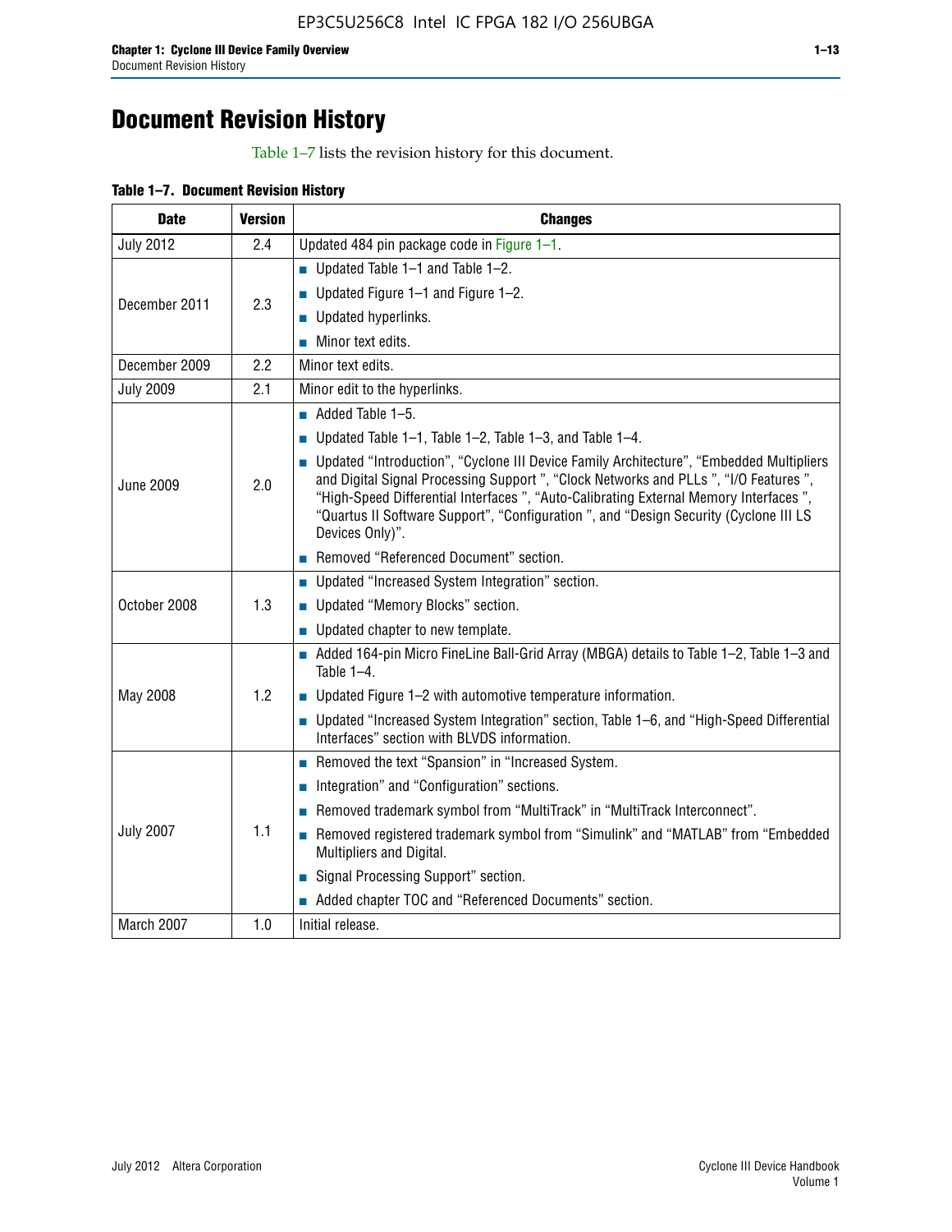# Document Revision History

Table 1–7 lists the revision history for this document.

**Table 1–7. Document Revision History**

| Date | Version | Changes |
|---|---|---|
| July 2012 | 2.4 | Updated 484 pin package code in Figure 1–1. |
| December 2011 | 2.3 | ■ Updated Table 1–1 and Table 1–2.<br>■ Updated Figure 1–1 and Figure 1–2.<br>■ Updated hyperlinks.<br>■ Minor text edits. |
| December 2009 | 2.2 | Minor text edits. |
| July 2009 | 2.1 | Minor edit to the hyperlinks. |
| June 2009 | 2.0 | ■ Added Table 1–5.<br>■ Updated Table 1–1, Table 1–2, Table 1–3, and Table 1–4.<br>■ Updated “Introduction”, “Cyclone III Device Family Architecture”, “Embedded Multipliers and Digital Signal Processing Support ”, “Clock Networks and PLLs ”, “I/O Features ”, “High-Speed Differential Interfaces ”, “Auto-Calibrating External Memory Interfaces ”, “Quartus II Software Support”, “Configuration ”, and “Design Security (Cyclone III LS Devices Only)”.<br>■ Removed “Referenced Document” section. |
| October 2008 | 1.3 | ■ Updated “Increased System Integration” section.<br>■ Updated “Memory Blocks” section.<br>■ Updated chapter to new template. |
| May 2008 | 1.2 | ■ Added 164-pin Micro FineLine Ball-Grid Array (MBGA) details to Table 1–2, Table 1–3 and Table 1–4.<br>■ Updated Figure 1–2 with automotive temperature information.<br>■ Updated “Increased System Integration” section, Table 1–6, and “High-Speed Differential Interfaces” section with BLVDS information. |
| July 2007 | 1.1 | ■ Removed the text “Spansion” in “Increased System.<br>■ Integration” and “Configuration” sections.<br>■ Removed trademark symbol from “MultiTrack” in “MultiTrack Interconnect”.<br>■ Removed registered trademark symbol from “Simulink” and “MATLAB” from “Embedded Multipliers and Digital.<br>■ Signal Processing Support” section.<br>■ Added chapter TOC and “Referenced Documents” section. |
| March 2007 | 1.0 | Initial release. |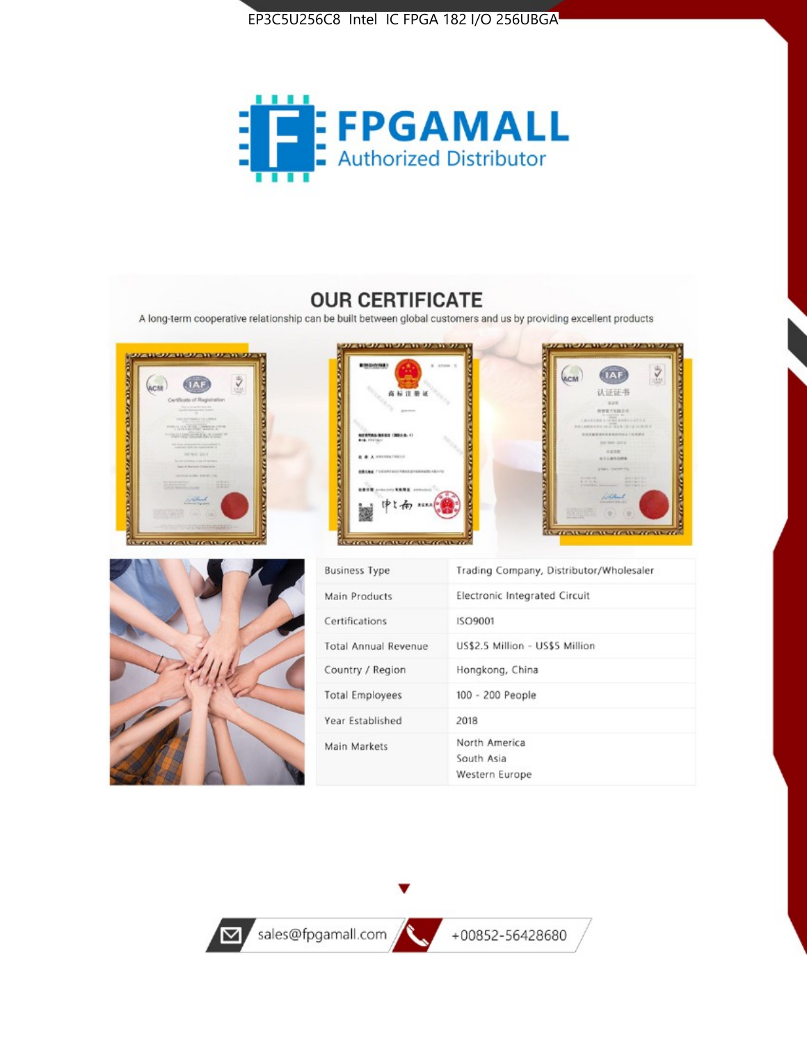FPGAMALL
Authorized Distributor

## OUR CERTIFICATE

A long-term cooperative relationship can be built between global customers and us by providing excellent products

| | |
|---|---|
| Business Type | Trading Company, Distributor/Wholesaler |
| Main Products | Electronic Integrated Circuit |
| Certifications | ISO9001 |
| Total Annual Revenue | US$2.5 Million - US$5 Million |
| Country / Region | Hongkong, China |
| Total Employees | 100 - 200 People |
| Year Established | 2018 |
| Main Markets | North America<br>South Asia<br>Western Europe |

sales@fpgamall.com

+00852-56428680